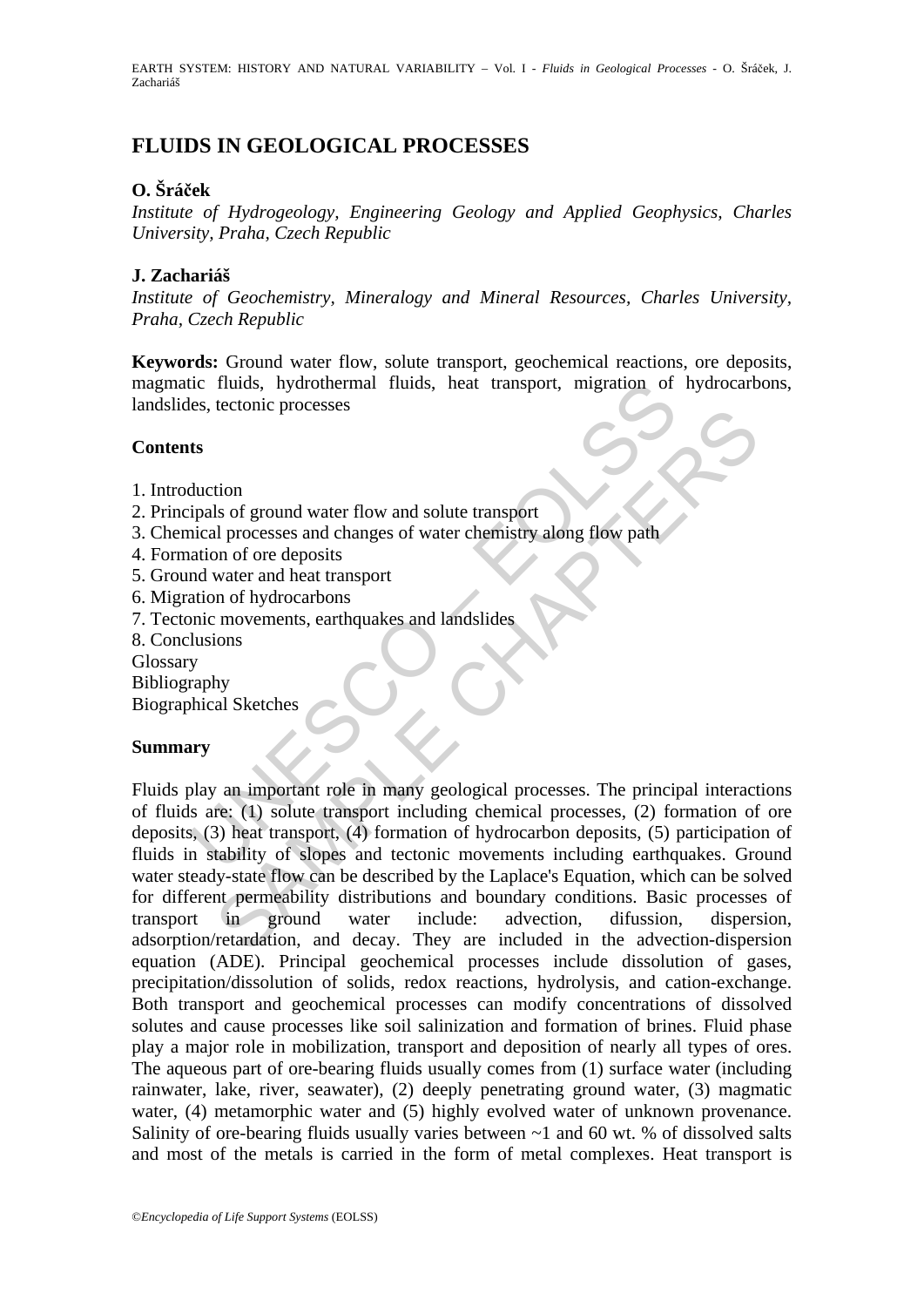# FLUIDS IN GEOLOGICAL PROCESSES

**O. Šráček**

*Institute of Hydrogeology, Engineering Geology and Applied Geophysics, Charles University, Praha, Czech Republic*

**J. Zachariáš**

*Institute of Geochemistry, Mineralogy and Mineral Resources, Charles University, Praha, Czech Republic*

**Keywords:** Ground water flow, solute transport, geochemical reactions, ore deposits, magmatic fluids, hydrothermal fluids, heat transport, migration of hydrocarbons, landslides, tectonic processes

## Contents

1. Introduction
2. Principals of ground water flow and solute transport
3. Chemical processes and changes of water chemistry along flow path
4. Formation of ore deposits
5. Ground water and heat transport
6. Migration of hydrocarbons
7. Tectonic movements, earthquakes and landslides
8. Conclusions

Glossary
Bibliography
Biographical Sketches

## Summary

Fluids play an important role in many geological processes. The principal interactions of fluids are: (1) solute transport including chemical processes, (2) formation of ore deposits, (3) heat transport, (4) formation of hydrocarbon deposits, (5) participation of fluids in stability of slopes and tectonic movements including earthquakes. Ground water steady-state flow can be described by the Laplace's Equation, which can be solved for different permeability distributions and boundary conditions. Basic processes of transport in ground water include: advection, difussion, dispersion, adsorption/retardation, and decay. They are included in the advection-dispersion equation (ADE). Principal geochemical processes include dissolution of gases, precipitation/dissolution of solids, redox reactions, hydrolysis, and cation-exchange. Both transport and geochemical processes can modify concentrations of dissolved solutes and cause processes like soil salinization and formation of brines. Fluid phase play a major role in mobilization, transport and deposition of nearly all types of ores. The aqueous part of ore-bearing fluids usually comes from (1) surface water (including rainwater, lake, river, seawater), (2) deeply penetrating ground water, (3) magmatic water, (4) metamorphic water and (5) highly evolved water of unknown provenance. Salinity of ore-bearing fluids usually varies between ~1 and 60 wt. % of dissolved salts and most of the metals is carried in the form of metal complexes. Heat transport is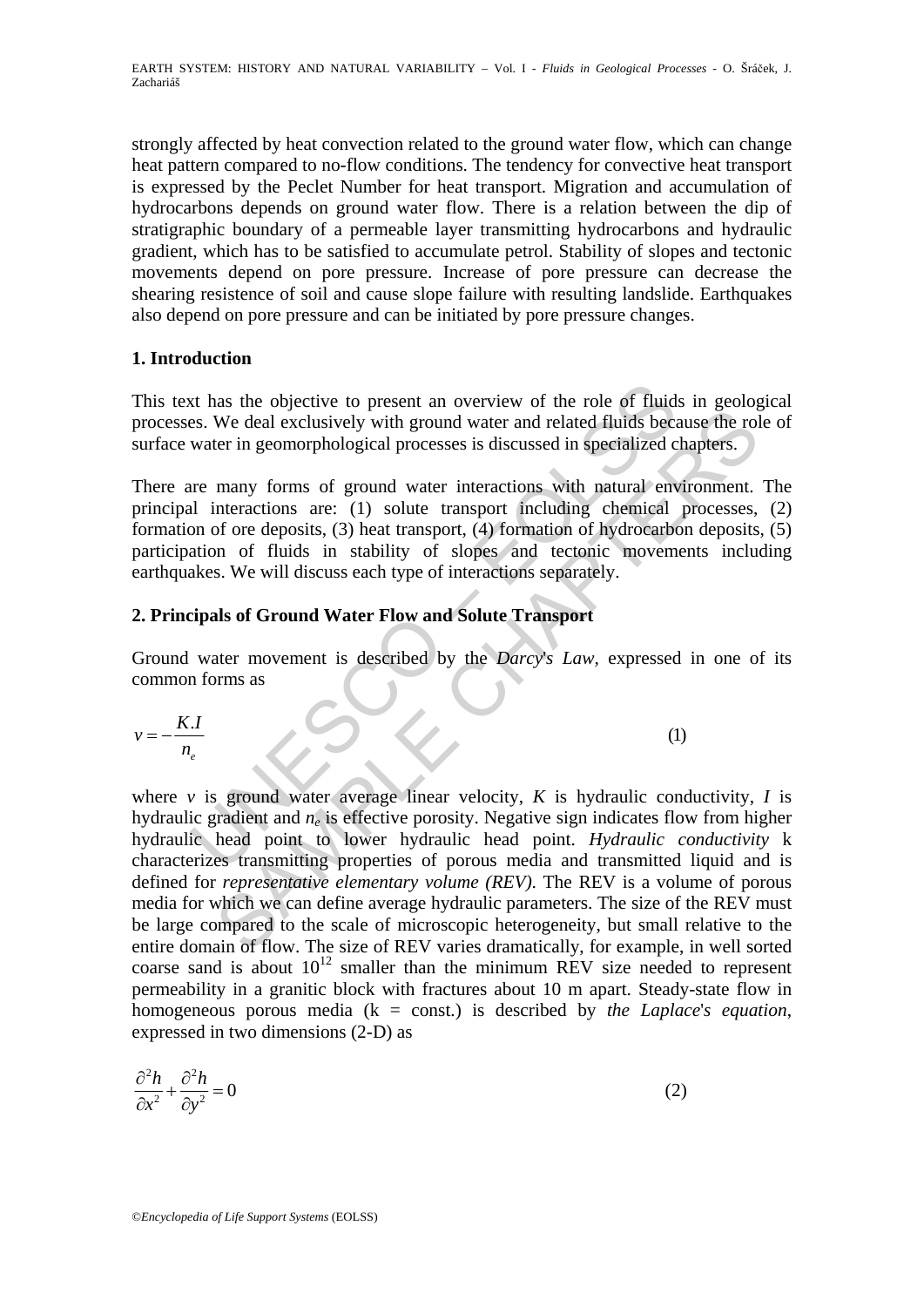strongly affected by heat convection related to the ground water flow, which can change heat pattern compared to no-flow conditions. The tendency for convective heat transport is expressed by the Peclet Number for heat transport. Migration and accumulation of hydrocarbons depends on ground water flow. There is a relation between the dip of stratigraphic boundary of a permeable layer transmitting hydrocarbons and hydraulic gradient, which has to be satisfied to accumulate petrol. Stability of slopes and tectonic movements depend on pore pressure. Increase of pore pressure can decrease the shearing resistence of soil and cause slope failure with resulting landslide. Earthquakes also depend on pore pressure and can be initiated by pore pressure changes.

## 1. Introduction

This text has the objective to present an overview of the role of fluids in geological processes. We deal exclusively with ground water and related fluids because the role of surface water in geomorphological processes is discussed in specialized chapters.

There are many forms of ground water interactions with natural environment. The principal interactions are: (1) solute transport including chemical processes, (2) formation of ore deposits, (3) heat transport, (4) formation of hydrocarbon deposits, (5) participation of fluids in stability of slopes and tectonic movements including earthquakes. We will discuss each type of interactions separately.

## 2. Principals of Ground Water Flow and Solute Transport

Ground water movement is described by the *Darcy's Law*, expressed in one of its common forms as

$$v = -\frac{K.I}{n_e} \tag{1}$$

where $v$ is ground water average linear velocity, $K$ is hydraulic conductivity, $I$ is hydraulic gradient and $n_e$ is effective porosity. Negative sign indicates flow from higher hydraulic head point to lower hydraulic head point. *Hydraulic conductivity* k characterizes transmitting properties of porous media and transmitted liquid and is defined for *representative elementary volume (REV)*. The REV is a volume of porous media for which we can define average hydraulic parameters. The size of the REV must be large compared to the scale of microscopic heterogeneity, but small relative to the entire domain of flow. The size of REV varies dramatically, for example, in well sorted coarse sand is about $10^{12}$ smaller than the minimum REV size needed to represent permeability in a granitic block with fractures about 10 m apart. Steady-state flow in homogeneous porous media (k = const.) is described by *the Laplace's equation*, expressed in two dimensions (2-D) as

$$\frac{\partial^2 h}{\partial x^2} + \frac{\partial^2 h}{\partial y^2} = 0 \tag{2}$$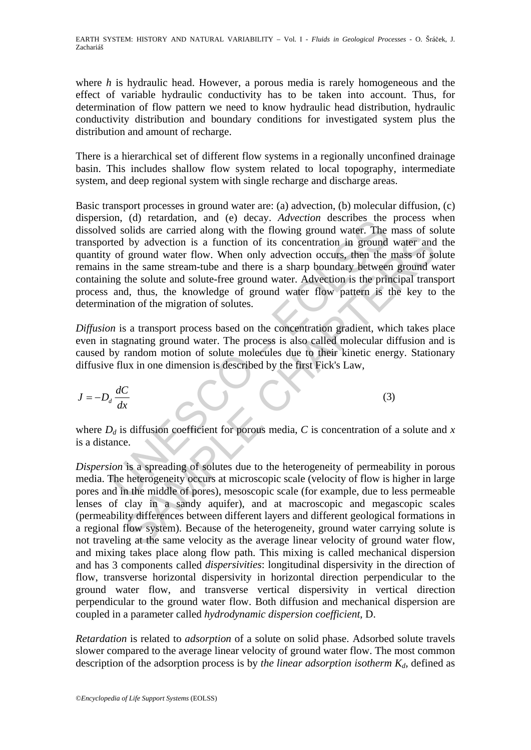where $h$ is hydraulic head. However, a porous media is rarely homogeneous and the effect of variable hydraulic conductivity has to be taken into account. Thus, for determination of flow pattern we need to know hydraulic head distribution, hydraulic conductivity distribution and boundary conditions for investigated system plus the distribution and amount of recharge.

There is a hierarchical set of different flow systems in a regionally unconfined drainage basin. This includes shallow flow system related to local topography, intermediate system, and deep regional system with single recharge and discharge areas.

Basic transport processes in ground water are: (a) advection, (b) molecular diffusion, (c) dispersion, (d) retardation, and (e) decay. *Advection* describes the process when dissolved solids are carried along with the flowing ground water. The mass of solute transported by advection is a function of its concentration in ground water and the quantity of ground water flow. When only advection occurs, then the mass of solute remains in the same stream-tube and there is a sharp boundary between ground water containing the solute and solute-free ground water. Advection is the principal transport process and, thus, the knowledge of ground water flow pattern is the key to the determination of the migration of solutes.

*Diffusion* is a transport process based on the concentration gradient, which takes place even in stagnating ground water. The process is also called molecular diffusion and is caused by random motion of solute molecules due to their kinetic energy. Stationary diffusive flux in one dimension is described by the first Fick's Law,

$$J = -D_d \frac{dC}{dx} \tag{3}$$

where $D_d$ is diffusion coefficient for porous media, $C$ is concentration of a solute and $x$ is a distance.

*Dispersion* is a spreading of solutes due to the heterogeneity of permeability in porous media. The heterogeneity occurs at microscopic scale (velocity of flow is higher in large pores and in the middle of pores), mesoscopic scale (for example, due to less permeable lenses of clay in a sandy aquifer), and at macroscopic and megascopic scales (permeability differences between different layers and different geological formations in a regional flow system). Because of the heterogeneity, ground water carrying solute is not traveling at the same velocity as the average linear velocity of ground water flow, and mixing takes place along flow path. This mixing is called mechanical dispersion and has 3 components called *dispersivities*: longitudinal dispersivity in the direction of flow, transverse horizontal dispersivity in horizontal direction perpendicular to the ground water flow, and transverse vertical dispersivity in vertical direction perpendicular to the ground water flow. Both diffusion and mechanical dispersion are coupled in a parameter called *hydrodynamic dispersion coefficient*, D.

*Retardation* is related to *adsorption* of a solute on solid phase. Adsorbed solute travels slower compared to the average linear velocity of ground water flow. The most common description of the adsorption process is by *the linear adsorption isotherm* $K_d$, defined as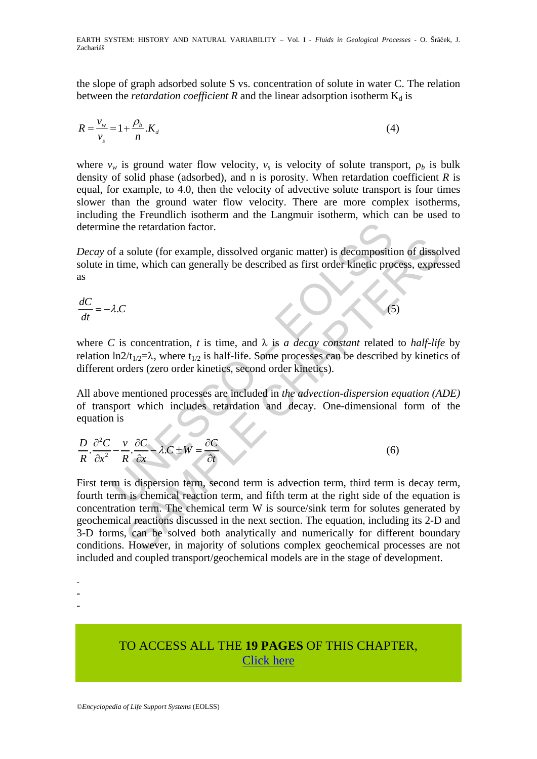the slope of graph adsorbed solute S vs. concentration of solute in water C. The relation between the *retardation coefficient R* and the linear adsorption isotherm $K_d$ is

$$R = \frac{v_w}{v_s} = 1 + \frac{\rho_b}{n}.K_d \tag{4}$$

where $v_w$ is ground water flow velocity, $v_s$ is velocity of solute transport, $\rho_b$ is bulk density of solid phase (adsorbed), and n is porosity. When retardation coefficient $R$ is equal, for example, to 4.0, then the velocity of advective solute transport is four times slower than the ground water flow velocity. There are more complex isotherms, including the Freundlich isotherm and the Langmuir isotherm, which can be used to determine the retardation factor.

*Decay* of a solute (for example, dissolved organic matter) is decomposition of dissolved solute in time, which can generally be described as first order kinetic process, expressed as

$$\frac{dC}{dt} = -\lambda.C \tag{5}$$

where $C$ is concentration, $t$ is time, and $\lambda$ is *a decay constant* related to *half-life* by relation $\ln 2/t_{1/2}=\lambda$, where $t_{1/2}$ is half-life. Some processes can be described by kinetics of different orders (zero order kinetics, second order kinetics).

All above mentioned processes are included in *the advection-dispersion equation (ADE)* of transport which includes retardation and decay. One-dimensional form of the equation is

$$\frac{D}{R}.\frac{\partial^2 C}{\partial x^2} - \frac{v}{R}.\frac{\partial C}{\partial x} - \lambda.C \pm W = \frac{\partial C}{\partial t} \tag{6}$$

First term is dispersion term, second term is advection term, third term is decay term, fourth term is chemical reaction term, and fifth term at the right side of the equation is concentration term. The chemical term W is source/sink term for solutes generated by geochemical reactions discussed in the next section. The equation, including its 2-D and 3-D forms, can be solved both analytically and numerically for different boundary conditions. However, in majority of solutions complex geochemical processes are not included and coupled transport/geochemical models are in the stage of development.

-
-
-

TO ACCESS ALL THE **19 PAGES** OF THIS CHAPTER,
Click here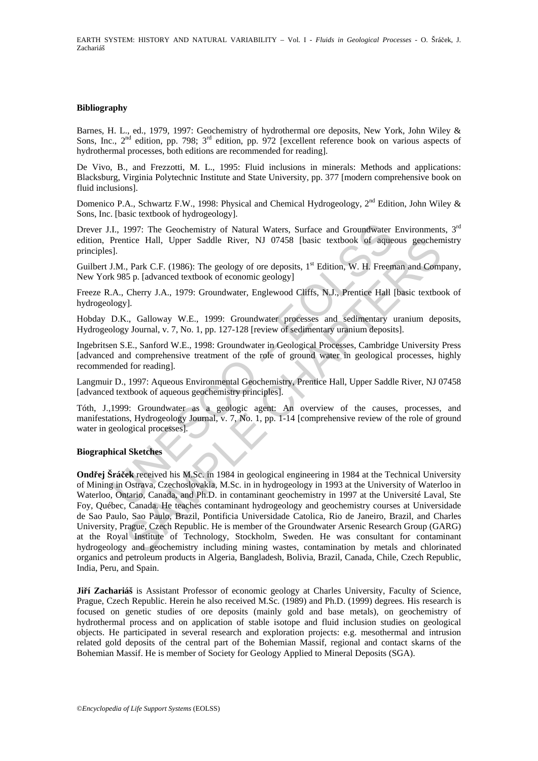## Bibliography

Barnes, H. L., ed., 1979, 1997: Geochemistry of hydrothermal ore deposits, New York, John Wiley & Sons, Inc., 2nd edition, pp. 798; 3rd edition, pp. 972 [excellent reference book on various aspects of hydrothermal processes, both editions are recommended for reading].

De Vivo, B., and Frezzotti, M. L., 1995: Fluid inclusions in minerals: Methods and applications: Blacksburg, Virginia Polytechnic Institute and State University, pp. 377 [modern comprehensive book on fluid inclusions].

Domenico P.A., Schwartz F.W., 1998: Physical and Chemical Hydrogeology, 2nd Edition, John Wiley & Sons, Inc. [basic textbook of hydrogeology].

Drever J.I., 1997: The Geochemistry of Natural Waters, Surface and Groundwater Environments, 3rd edition, Prentice Hall, Upper Saddle River, NJ 07458 [basic textbook of aqueous geochemistry principles].

Guilbert J.M., Park C.F. (1986): The geology of ore deposits, 1st Edition, W. H. Freeman and Company, New York 985 p. [advanced textbook of economic geology]

Freeze R.A., Cherry J.A., 1979: Groundwater, Englewood Cliffs, N.J., Prentice Hall [basic textbook of hydrogeology].

Hobday D.K., Galloway W.E., 1999: Groundwater processes and sedimentary uranium deposits, Hydrogeology Journal, v. 7, No. 1, pp. 127-128 [review of sedimentary uranium deposits].

Ingebritsen S.E., Sanford W.E., 1998: Groundwater in Geological Processes, Cambridge University Press [advanced and comprehensive treatment of the role of ground water in geological processes, highly recommended for reading].

Langmuir D., 1997: Aqueous Environmental Geochemistry, Prentice Hall, Upper Saddle River, NJ 07458 [advanced textbook of aqueous geochemistry principles].

Tóth, J.,1999: Groundwater as a geologic agent: An overview of the causes, processes, and manifestations, Hydrogeology Journal, v. 7, No. 1, pp. 1-14 [comprehensive review of the role of ground water in geological processes].

## Biographical Sketches

**Ondřej Šráček** received his M.Sc. in 1984 in geological engineering in 1984 at the Technical University of Mining in Ostrava, Czechoslovakia, M.Sc. in in hydrogeology in 1993 at the University of Waterloo in Waterloo, Ontario, Canada, and Ph.D. in contaminant geochemistry in 1997 at the Université Laval, Ste Foy, Québec, Canada. He teaches contaminant hydrogeology and geochemistry courses at Universidade de Sao Paulo, Sao Paulo, Brazil, Pontificia Universidade Catolica, Rio de Janeiro, Brazil, and Charles University, Prague, Czech Republic. He is member of the Groundwater Arsenic Research Group (GARG) at the Royal Institute of Technology, Stockholm, Sweden. He was consultant for contaminant hydrogeology and geochemistry including mining wastes, contamination by metals and chlorinated organics and petroleum products in Algeria, Bangladesh, Bolivia, Brazil, Canada, Chile, Czech Republic, India, Peru, and Spain.

**Jiří Zachariáš** is Assistant Professor of economic geology at Charles University, Faculty of Science, Prague, Czech Republic. Herein he also received M.Sc. (1989) and Ph.D. (1999) degrees. His research is focused on genetic studies of ore deposits (mainly gold and base metals), on geochemistry of hydrothermal process and on application of stable isotope and fluid inclusion studies on geological objects. He participated in several research and exploration projects: e.g. mesothermal and intrusion related gold deposits of the central part of the Bohemian Massif, regional and contact skarns of the Bohemian Massif. He is member of Society for Geology Applied to Mineral Deposits (SGA).